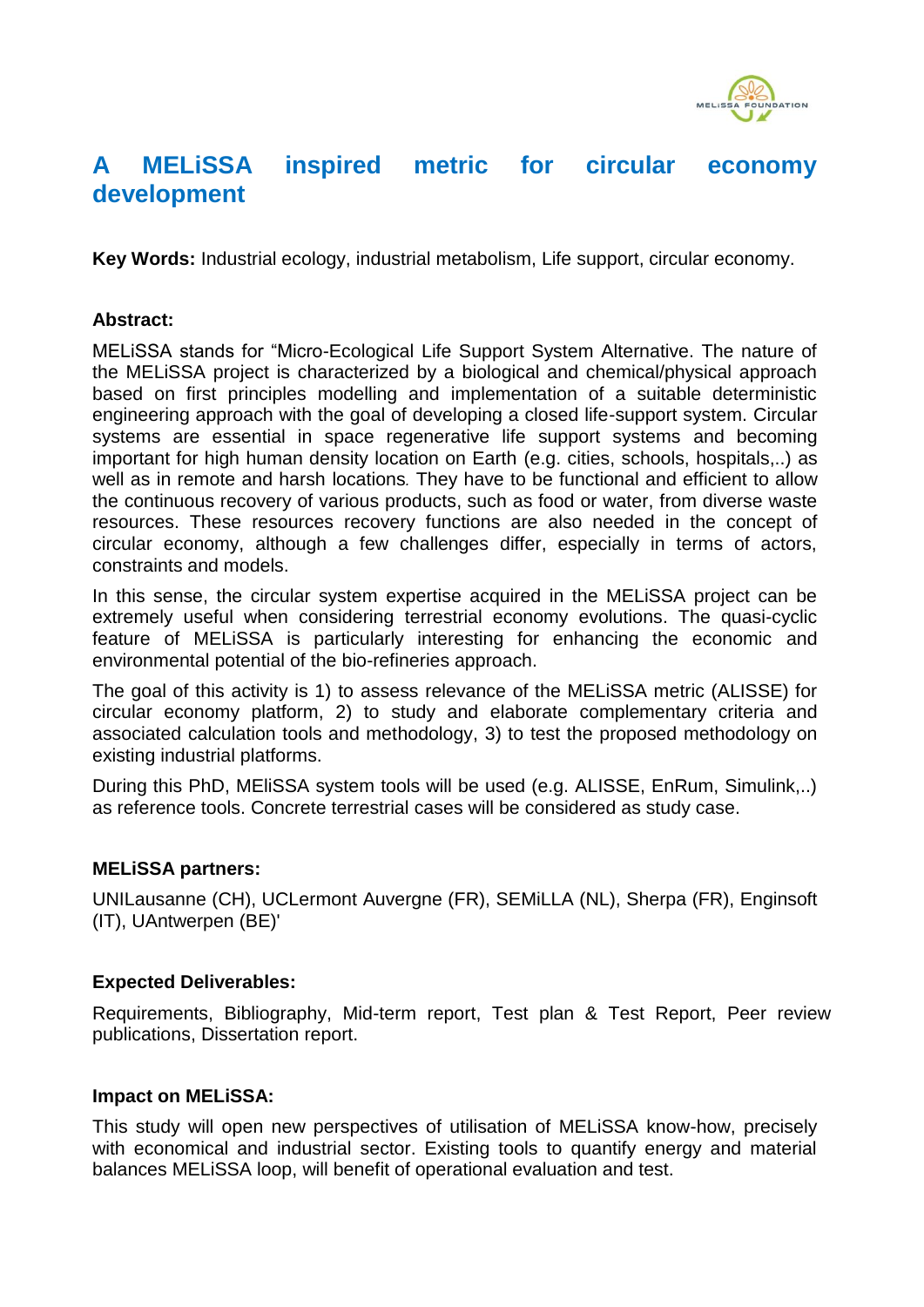# A MELiSSA inspired metric for circular economy development

**Key Words:** Industrial ecology, industrial metabolism, Life support, circular economy.

**Abstract:**

MELiSSA stands for "Micro-Ecological Life Support System Alternative. The nature of the MELiSSA project is characterized by a biological and chemical/physical approach based on first principles modelling and implementation of a suitable deterministic engineering approach with the goal of developing a closed life-support system. Circular systems are essential in space regenerative life support systems and becoming important for high human density location on Earth (e.g. cities, schools, hospitals,..) as well as in remote and harsh locations. They have to be functional and efficient to allow the continuous recovery of various products, such as food or water, from diverse waste resources. These resources recovery functions are also needed in the concept of circular economy, although a few challenges differ, especially in terms of actors, constraints and models.

In this sense, the circular system expertise acquired in the MELiSSA project can be extremely useful when considering terrestrial economy evolutions. The quasi-cyclic feature of MELiSSA is particularly interesting for enhancing the economic and environmental potential of the bio-refineries approach.

The goal of this activity is 1) to assess relevance of the MELiSSA metric (ALISSE) for circular economy platform, 2) to study and elaborate complementary criteria and associated calculation tools and methodology, 3) to test the proposed methodology on existing industrial platforms.

During this PhD, MEliSSA system tools will be used (e.g. ALISSE, EnRum, Simulink,..) as reference tools. Concrete terrestrial cases will be considered as study case.

**MELiSSA partners:**

UNILausanne (CH), UClermont Auvergne (FR), SEMiLLA (NL), Sherpa (FR), Enginsoft (IT), UAntwerpen (BE)'

**Expected Deliverables:**

Requirements, Bibliography, Mid-term report, Test plan & Test Report, Peer review publications, Dissertation report.

**Impact on MELiSSA:**

This study will open new perspectives of utilisation of MELiSSA know-how, precisely with economical and industrial sector. Existing tools to quantify energy and material balances MELiSSA loop, will benefit of operational evaluation and test.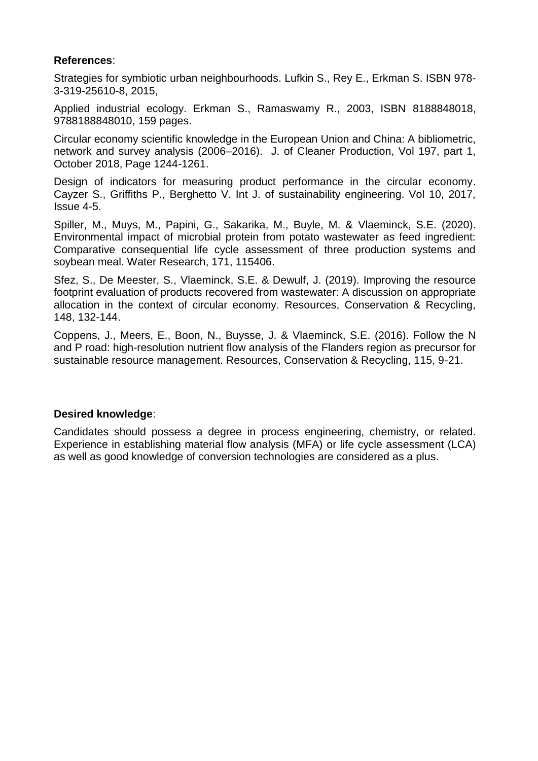**References**:

Strategies for symbiotic urban neighbourhoods. Lufkin S., Rey E., Erkman S. ISBN 978-3-319-25610-8, 2015,

Applied industrial ecology. Erkman S., Ramaswamy R., 2003, ISBN 8188848018, 9788188848010, 159 pages.

Circular economy scientific knowledge in the European Union and China: A bibliometric, network and survey analysis (2006–2016). J. of Cleaner Production, Vol 197, part 1, October 2018, Page 1244-1261.

Design of indicators for measuring product performance in the circular economy. Cayzer S., Griffiths P., Berghetto V. Int J. of sustainability engineering. Vol 10, 2017, Issue 4-5.

Spiller, M., Muys, M., Papini, G., Sakarika, M., Buyle, M. & Vlaeminck, S.E. (2020). Environmental impact of microbial protein from potato wastewater as feed ingredient: Comparative consequential life cycle assessment of three production systems and soybean meal. Water Research, 171, 115406.

Sfez, S., De Meester, S., Vlaeminck, S.E. & Dewulf, J. (2019). Improving the resource footprint evaluation of products recovered from wastewater: A discussion on appropriate allocation in the context of circular economy. Resources, Conservation & Recycling, 148, 132-144.

Coppens, J., Meers, E., Boon, N., Buysse, J. & Vlaeminck, S.E. (2016). Follow the N and P road: high-resolution nutrient flow analysis of the Flanders region as precursor for sustainable resource management. Resources, Conservation & Recycling, 115, 9-21.

**Desired knowledge**:

Candidates should possess a degree in process engineering, chemistry, or related. Experience in establishing material flow analysis (MFA) or life cycle assessment (LCA) as well as good knowledge of conversion technologies are considered as a plus.